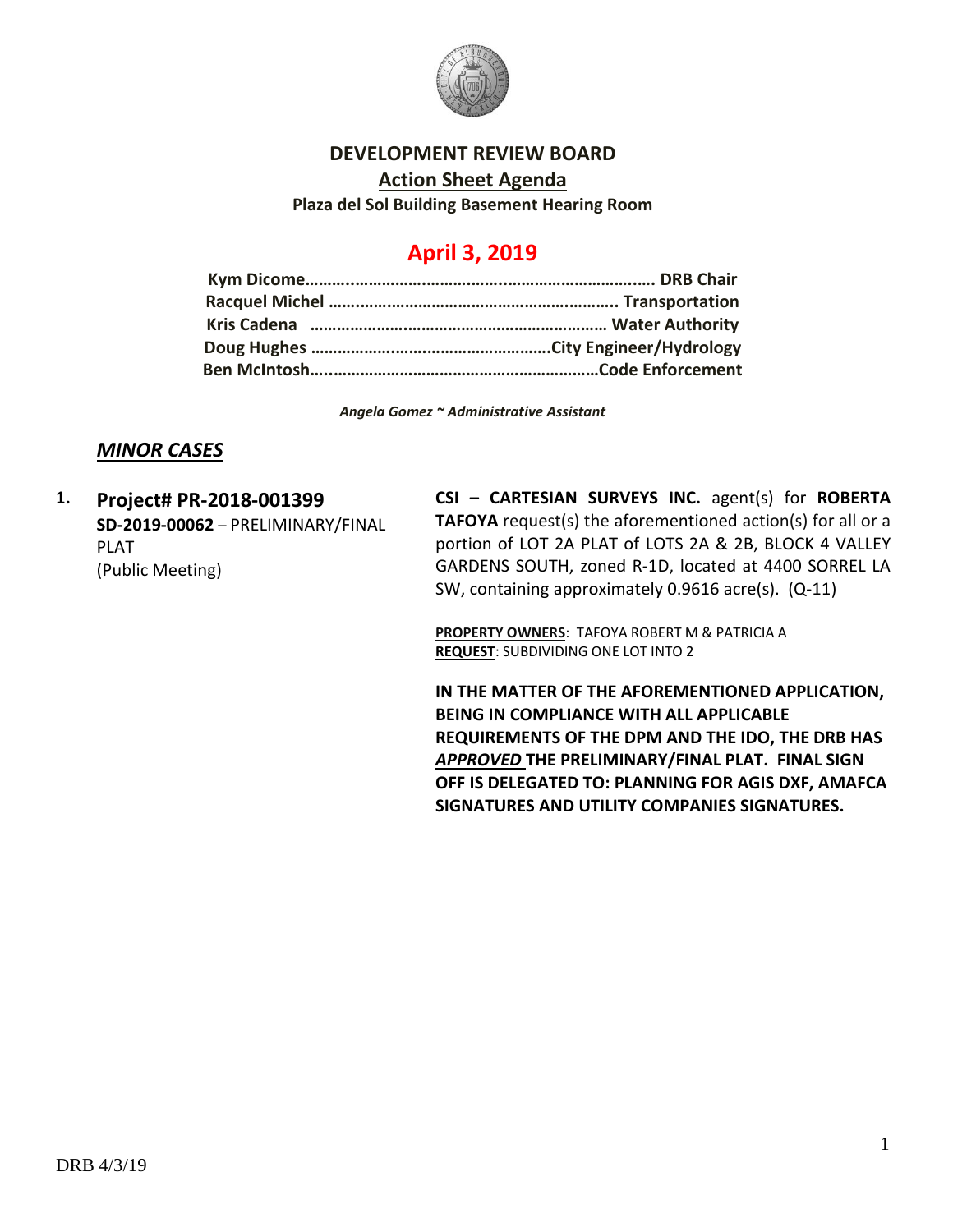# DEVELOPMENT REVIEW BOARD

## Action Sheet Agenda

**Plaza del Sol Building Basement Hearing Room**

## April 3, 2019

**Kym Dicome……………………………………………………………… DRB Chair**
**Racquel Michel ……………………………………………………….. Transportation**
**Kris Cadena ………………………………………………………… Water Authority**
**Doug Hughes ……………………………………………City Engineer/Hydrology**
**Ben McIntosh……………………………………………………Code Enforcement**

*Angela Gomez ~ Administrative Assistant*

### *MINOR CASES*

---

**1. Project# PR-2018-001399**
**SD-2019-00062** – PRELIMINARY/FINAL PLAT
(Public Meeting)

**CSI – CARTESIAN SURVEYS INC.** agent(s) for **ROBERTA TAFOYA** request(s) the aforementioned action(s) for all or a portion of LOT 2A PLAT of LOTS 2A & 2B, BLOCK 4 VALLEY GARDENS SOUTH, zoned R-1D, located at 4400 SORREL LA SW, containing approximately 0.9616 acre(s). (Q-11)

**PROPERTY OWNERS**: TAFOYA ROBERT M & PATRICIA A
**REQUEST**: SUBDIVIDING ONE LOT INTO 2

**IN THE MATTER OF THE AFOREMENTIONED APPLICATION, BEING IN COMPLIANCE WITH ALL APPLICABLE REQUIREMENTS OF THE DPM AND THE IDO, THE DRB HAS *APPROVED* THE PRELIMINARY/FINAL PLAT. FINAL SIGN OFF IS DELEGATED TO: PLANNING FOR AGIS DXF, AMAFCA SIGNATURES AND UTILITY COMPANIES SIGNATURES.**

---

DRB 4/3/19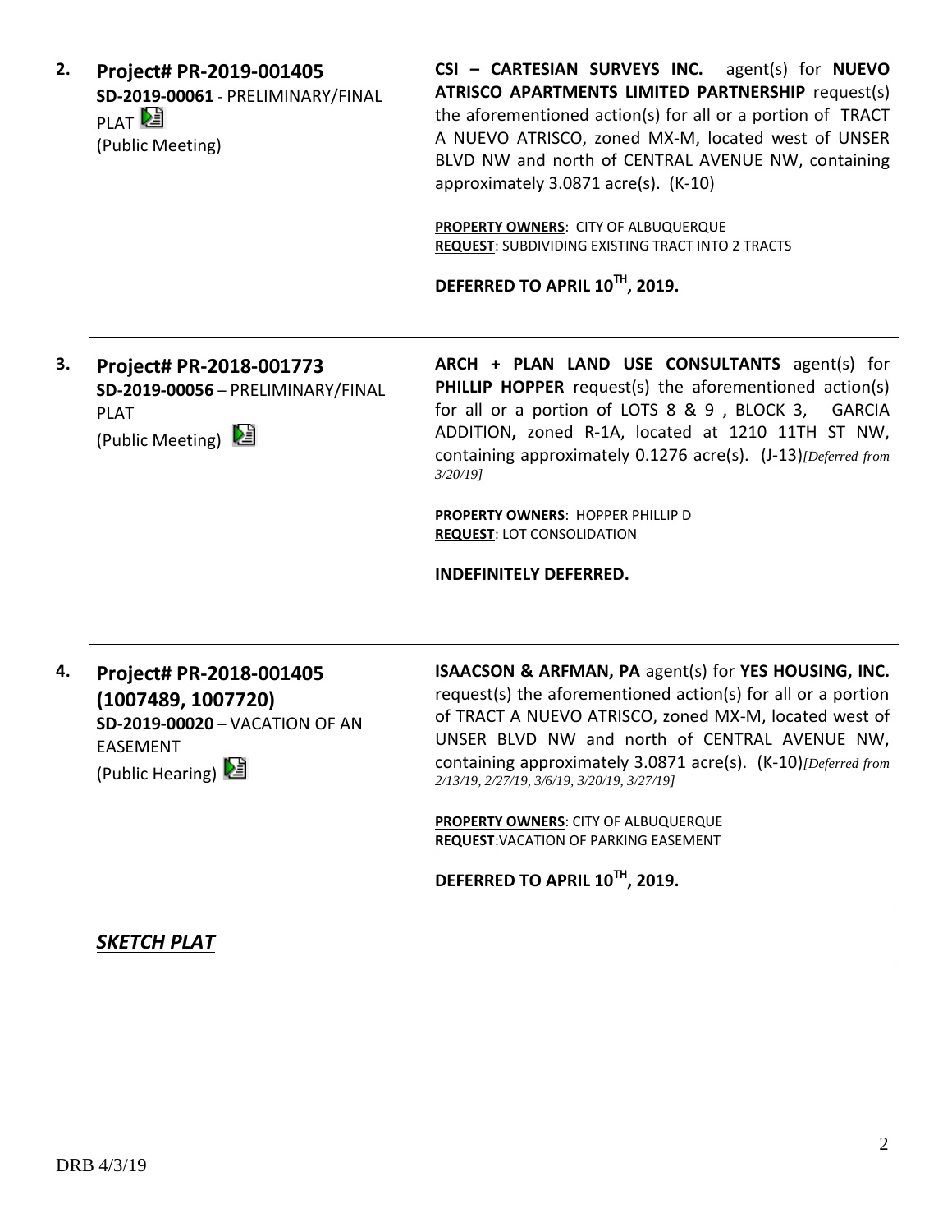**2. Project# PR-2019-001405**
**SD-2019-00061** - PRELIMINARY/FINAL PLAT
(Public Meeting)

**CSI – CARTESIAN SURVEYS INC.** agent(s) for **NUEVO ATRISCO APARTMENTS LIMITED PARTNERSHIP** request(s) the aforementioned action(s) for all or a portion of TRACT A NUEVO ATRISCO, zoned MX-M, located west of UNSER BLVD NW and north of CENTRAL AVENUE NW, containing approximately 3.0871 acre(s). (K-10)

**PROPERTY OWNERS**: CITY OF ALBUQUERQUE
**REQUEST**: SUBDIVIDING EXISTING TRACT INTO 2 TRACTS

**DEFERRED TO APRIL 10TH, 2019.**

---

**3. Project# PR-2018-001773**
**SD-2019-00056** – PRELIMINARY/FINAL PLAT
(Public Meeting)

**ARCH + PLAN LAND USE CONSULTANTS** agent(s) for **PHILLIP HOPPER** request(s) the aforementioned action(s) for all or a portion of LOTS 8 & 9 , BLOCK 3, GARCIA ADDITION**,** zoned R-1A, located at 1210 11TH ST NW, containing approximately 0.1276 acre(s). (J-13)*[Deferred from 3/20/19]*

**PROPERTY OWNERS**: HOPPER PHILLIP D
**REQUEST**: LOT CONSOLIDATION

**INDEFINITELY DEFERRED.**

---

**4. Project# PR-2018-001405 (1007489, 1007720)**
**SD-2019-00020** – VACATION OF AN EASEMENT
(Public Hearing)

**ISAACSON & ARFMAN, PA** agent(s) for **YES HOUSING, INC.** request(s) the aforementioned action(s) for all or a portion of TRACT A NUEVO ATRISCO, zoned MX-M, located west of UNSER BLVD NW and north of CENTRAL AVENUE NW, containing approximately 3.0871 acre(s). (K-10)*[Deferred from 2/13/19, 2/27/19, 3/6/19, 3/20/19, 3/27/19]*

**PROPERTY OWNERS**: CITY OF ALBUQUERQUE
**REQUEST**:VACATION OF PARKING EASEMENT

**DEFERRED TO APRIL 10TH, 2019.**

---

***SKETCH PLAT***

---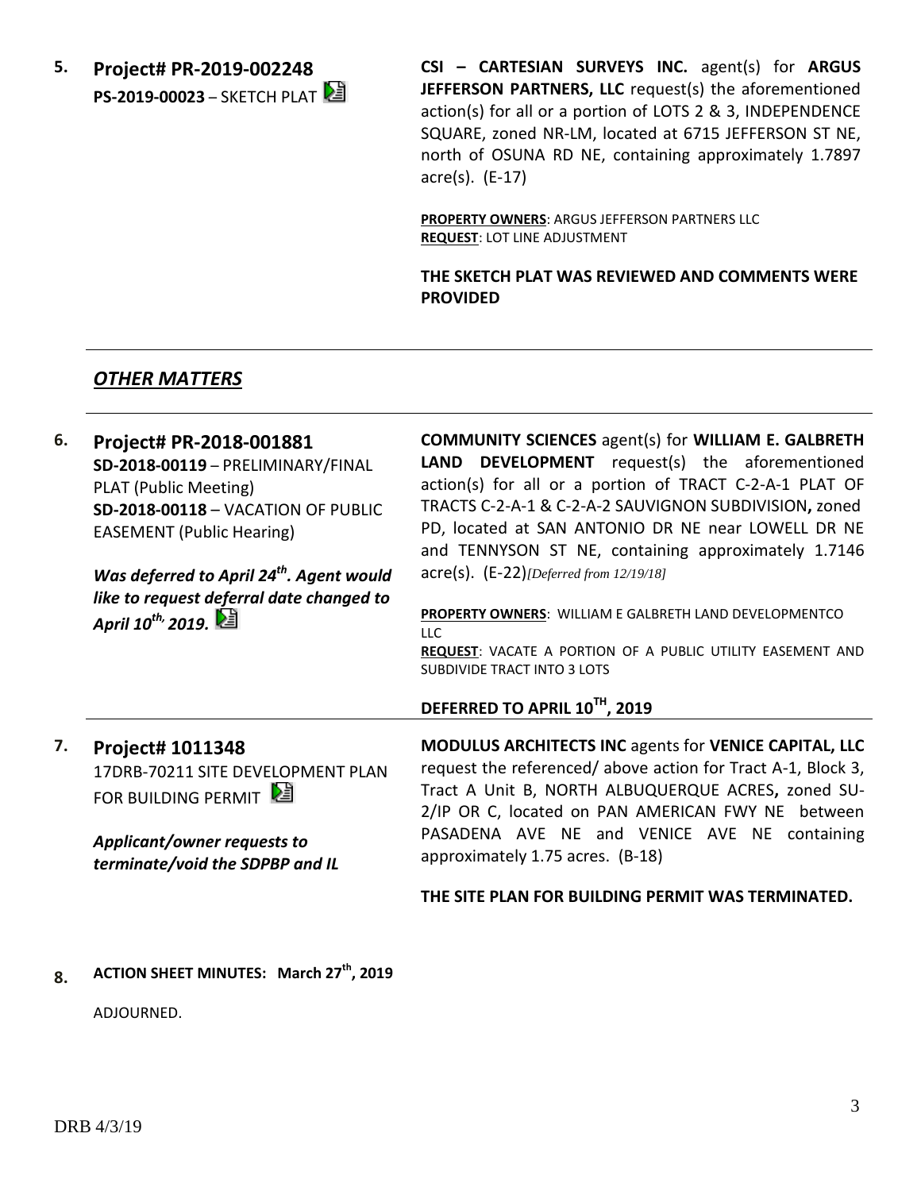**5. Project# PR-2019-002248**
**PS-2019-00023** – SKETCH PLAT

**CSI – CARTESIAN SURVEYS INC.** agent(s) for **ARGUS JEFFERSON PARTNERS, LLC** request(s) the aforementioned action(s) for all or a portion of LOTS 2 & 3, INDEPENDENCE SQUARE, zoned NR-LM, located at 6715 JEFFERSON ST NE, north of OSUNA RD NE, containing approximately 1.7897 acre(s). (E-17)

**PROPERTY OWNERS**: ARGUS JEFFERSON PARTNERS LLC
**REQUEST**: LOT LINE ADJUSTMENT

**THE SKETCH PLAT WAS REVIEWED AND COMMENTS WERE PROVIDED**

---

## *OTHER MATTERS*

---

**6. Project# PR-2018-001881**
**SD-2018-00119** – PRELIMINARY/FINAL PLAT (Public Meeting)
**SD-2018-00118** – VACATION OF PUBLIC EASEMENT (Public Hearing)

***Was deferred to April 24th. Agent would like to request deferral date changed to April 10th, 2019.***

**COMMUNITY SCIENCES** agent(s) for **WILLIAM E. GALBRETH LAND DEVELOPMENT** request(s) the aforementioned action(s) for all or a portion of TRACT C-2-A-1 PLAT OF TRACTS C-2-A-1 & C-2-A-2 SAUVIGNON SUBDIVISION**,** zoned PD, located at SAN ANTONIO DR NE near LOWELL DR NE and TENNYSON ST NE, containing approximately 1.7146 acre(s). (E-22)*[Deferred from 12/19/18]*

**PROPERTY OWNERS**: WILLIAM E GALBRETH LAND DEVELOPMENTCO LLC
**REQUEST**: VACATE A PORTION OF A PUBLIC UTILITY EASEMENT AND SUBDIVIDE TRACT INTO 3 LOTS

**DEFERRED TO APRIL 10TH, 2019**

---

**7. Project# 1011348**
17DRB-70211 SITE DEVELOPMENT PLAN FOR BUILDING PERMIT

***Applicant/owner requests to terminate/void the SDPBP and IL***

**MODULUS ARCHITECTS INC** agents for **VENICE CAPITAL, LLC** request the referenced/ above action for Tract A-1, Block 3, Tract A Unit B, NORTH ALBUQUERQUE ACRES**,** zoned SU-2/IP OR C, located on PAN AMERICAN FWY NE between PASADENA AVE NE and VENICE AVE NE containing approximately 1.75 acres. (B-18)

**THE SITE PLAN FOR BUILDING PERMIT WAS TERMINATED.**

**8. ACTION SHEET MINUTES: March 27th, 2019**

ADJOURNED.

DRB 4/3/19